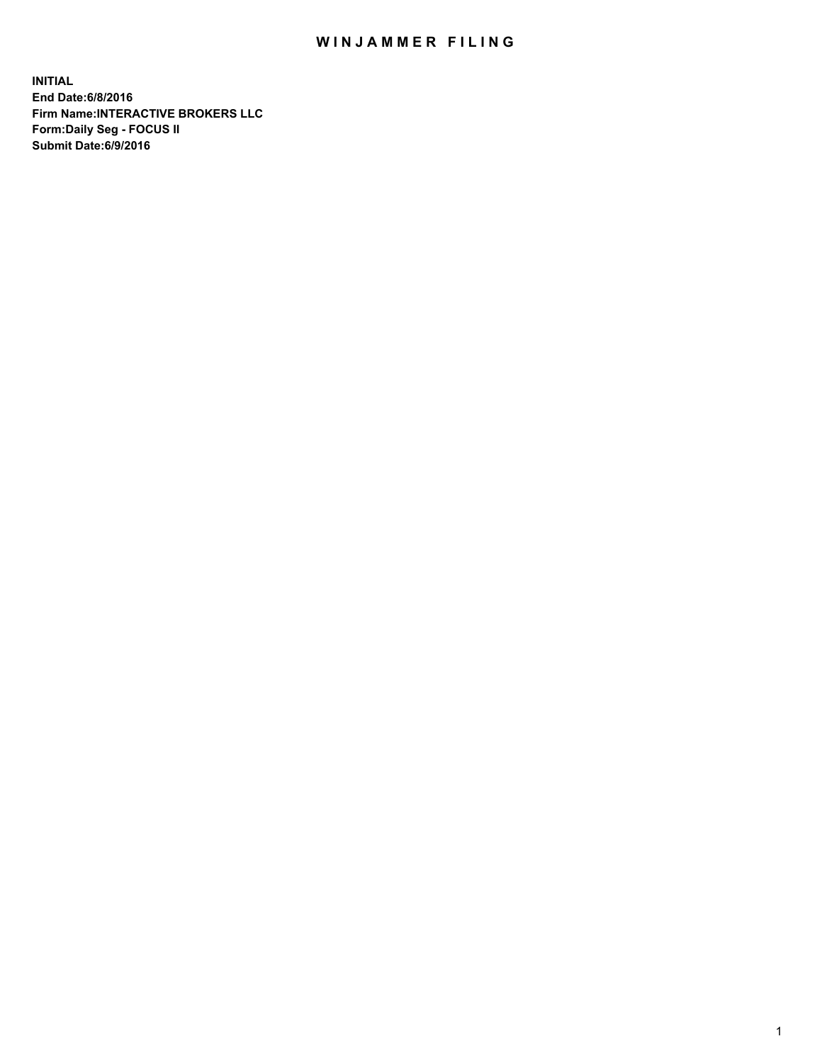# WINJAMMER FILING

**INITIAL**
**End Date:6/8/2016**
**Firm Name:INTERACTIVE BROKERS LLC**
**Form:Daily Seg - FOCUS II**
**Submit Date:6/9/2016**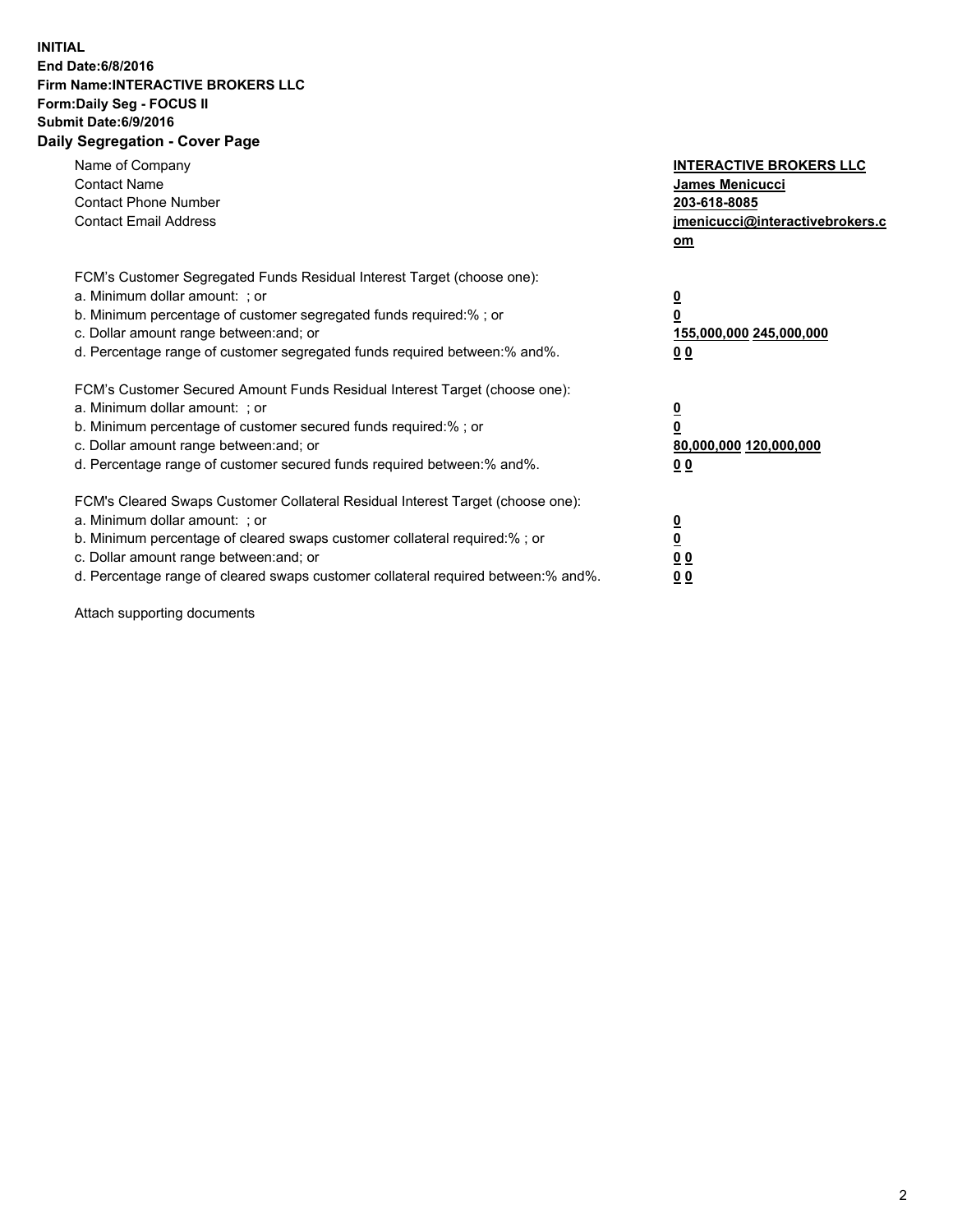**INITIAL**
**End Date:6/8/2016**
**Firm Name:INTERACTIVE BROKERS LLC**
**Form:Daily Seg - FOCUS II**
**Submit Date:6/9/2016**

## Daily Segregation - Cover Page

| | |
|---|---|
| Name of Company | **INTERACTIVE BROKERS LLC** |
| Contact Name | **James Menicucci** |
| Contact Phone Number | **203-618-8085** |
| Contact Email Address | **jmenicucci@interactivebrokers.com** |

| | |
|---|---|
| FCM's Customer Segregated Funds Residual Interest Target (choose one): | |
| a. Minimum dollar amount: ; or | **0** |
| b. Minimum percentage of customer segregated funds required:% ; or | **0** |
| c. Dollar amount range between:and; or | **155,000,000 245,000,000** |
| d. Percentage range of customer segregated funds required between:% and%. | **0 0** |

| | |
|---|---|
| FCM's Customer Secured Amount Funds Residual Interest Target (choose one): | |
| a. Minimum dollar amount: ; or | **0** |
| b. Minimum percentage of customer secured funds required:% ; or | **0** |
| c. Dollar amount range between:and; or | **80,000,000 120,000,000** |
| d. Percentage range of customer secured funds required between:% and%. | **0 0** |

| | |
|---|---|
| FCM's Cleared Swaps Customer Collateral Residual Interest Target (choose one): | |
| a. Minimum dollar amount: ; or | **0** |
| b. Minimum percentage of cleared swaps customer collateral required:% ; or | **0** |
| c. Dollar amount range between:and; or | **0 0** |
| d. Percentage range of cleared swaps customer collateral required between:% and%. | **0 0** |

Attach supporting documents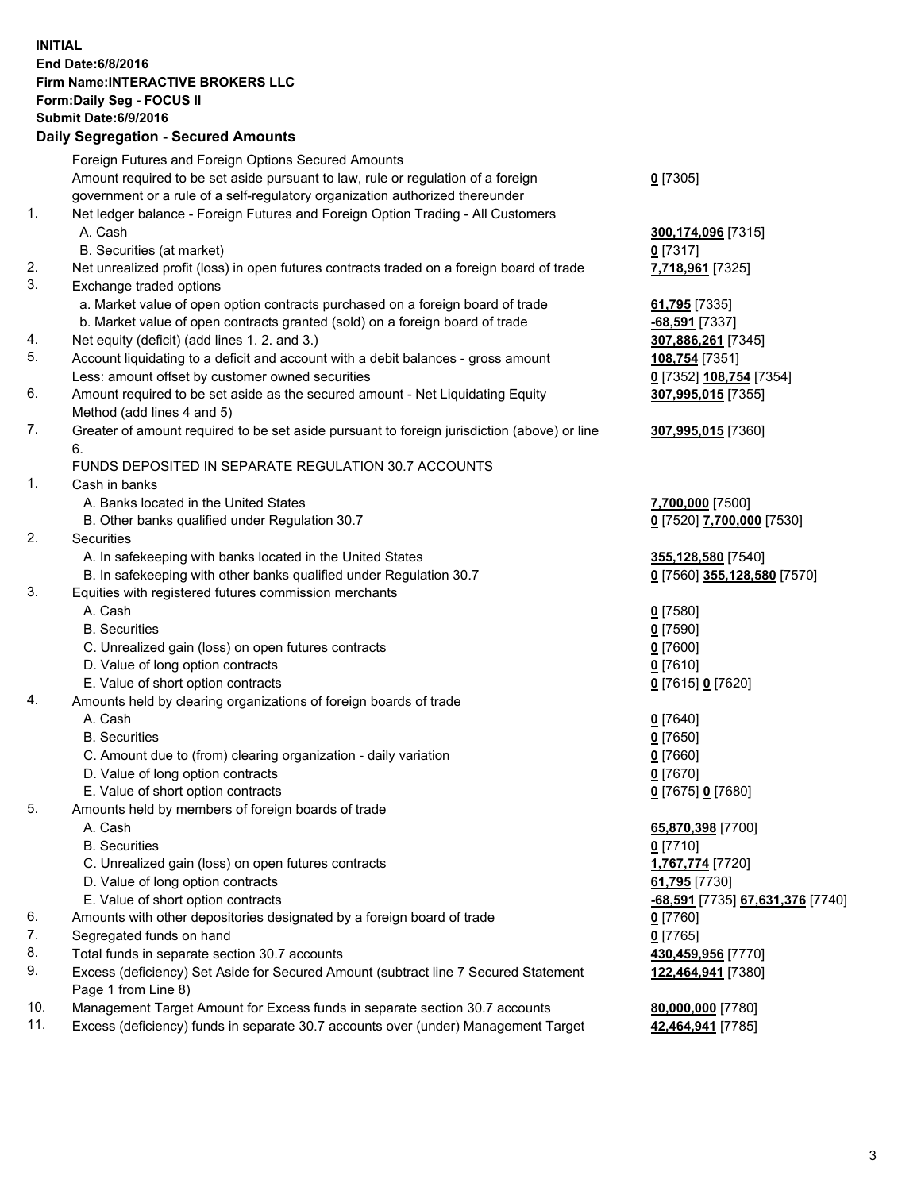**INITIAL**
**End Date:6/8/2016**
**Firm Name:INTERACTIVE BROKERS LLC**
**Form:Daily Seg - FOCUS II**
**Submit Date:6/9/2016**
**Daily Segregation - Secured Amounts**

| | | |
|---|---|---|
| | Foreign Futures and Foreign Options Secured Amounts | |
| | Amount required to be set aside pursuant to law, rule or regulation of a foreign government or a rule of a self-regulatory organization authorized thereunder | **0** [7305] |
| 1. | Net ledger balance - Foreign Futures and Foreign Option Trading - All Customers | |
| | A. Cash | **300,174,096** [7315] |
| | B. Securities (at market) | **0** [7317] |
| 2. | Net unrealized profit (loss) in open futures contracts traded on a foreign board of trade | **7,718,961** [7325] |
| 3. | Exchange traded options | |
| | a. Market value of open option contracts purchased on a foreign board of trade | **61,795** [7335] |
| | b. Market value of open contracts granted (sold) on a foreign board of trade | **-68,591** [7337] |
| 4. | Net equity (deficit) (add lines 1. 2. and 3.) | **307,886,261** [7345] |
| 5. | Account liquidating to a deficit and account with a debit balances - gross amount | **108,754** [7351] |
| | Less: amount offset by customer owned securities | **0** [7352] **108,754** [7354] |
| 6. | Amount required to be set aside as the secured amount - Net Liquidating Equity Method (add lines 4 and 5) | **307,995,015** [7355] |
| 7. | Greater of amount required to be set aside pursuant to foreign jurisdiction (above) or line 6. | **307,995,015** [7360] |
| | FUNDS DEPOSITED IN SEPARATE REGULATION 30.7 ACCOUNTS | |
| 1. | Cash in banks | |
| | A. Banks located in the United States | **7,700,000** [7500] |
| | B. Other banks qualified under Regulation 30.7 | **0** [7520] **7,700,000** [7530] |
| 2. | Securities | |
| | A. In safekeeping with banks located in the United States | **355,128,580** [7540] |
| | B. In safekeeping with other banks qualified under Regulation 30.7 | **0** [7560] **355,128,580** [7570] |
| 3. | Equities with registered futures commission merchants | |
| | A. Cash | **0** [7580] |
| | B. Securities | **0** [7590] |
| | C. Unrealized gain (loss) on open futures contracts | **0** [7600] |
| | D. Value of long option contracts | **0** [7610] |
| | E. Value of short option contracts | **0** [7615] **0** [7620] |
| 4. | Amounts held by clearing organizations of foreign boards of trade | |
| | A. Cash | **0** [7640] |
| | B. Securities | **0** [7650] |
| | C. Amount due to (from) clearing organization - daily variation | **0** [7660] |
| | D. Value of long option contracts | **0** [7670] |
| | E. Value of short option contracts | **0** [7675] **0** [7680] |
| 5. | Amounts held by members of foreign boards of trade | |
| | A. Cash | **65,870,398** [7700] |
| | B. Securities | **0** [7710] |
| | C. Unrealized gain (loss) on open futures contracts | **1,767,774** [7720] |
| | D. Value of long option contracts | **61,795** [7730] |
| | E. Value of short option contracts | **-68,591** [7735] **67,631,376** [7740] |
| 6. | Amounts with other depositories designated by a foreign board of trade | **0** [7760] |
| 7. | Segregated funds on hand | **0** [7765] |
| 8. | Total funds in separate section 30.7 accounts | **430,459,956** [7770] |
| 9. | Excess (deficiency) Set Aside for Secured Amount (subtract line 7 Secured Statement Page 1 from Line 8) | **122,464,941** [7380] |
| 10. | Management Target Amount for Excess funds in separate section 30.7 accounts | **80,000,000** [7780] |
| 11. | Excess (deficiency) funds in separate 30.7 accounts over (under) Management Target | **42,464,941** [7785] |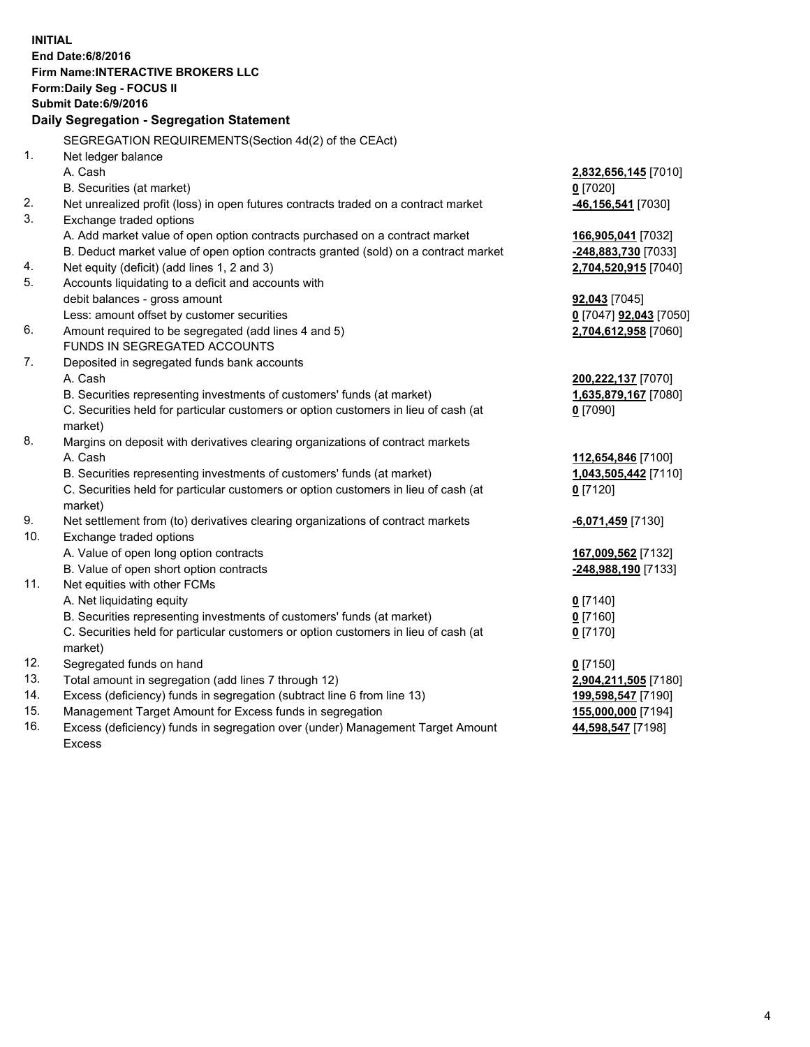**INITIAL**
**End Date:6/8/2016**
**Firm Name:INTERACTIVE BROKERS LLC**
**Form:Daily Seg - FOCUS II**
**Submit Date:6/9/2016**

### Daily Segregation - Segregation Statement

SEGREGATION REQUIREMENTS(Section 4d(2) of the CEAct)

| | | |
|---|---|---|
| 1. | Net ledger balance | |
| | A. Cash | 2,832,656,145 [7010] |
| | B. Securities (at market) | 0 [7020] |
| 2. | Net unrealized profit (loss) in open futures contracts traded on a contract market | -46,156,541 [7030] |
| 3. | Exchange traded options | |
| | A. Add market value of open option contracts purchased on a contract market | 166,905,041 [7032] |
| | B. Deduct market value of open option contracts granted (sold) on a contract market | -248,883,730 [7033] |
| 4. | Net equity (deficit) (add lines 1, 2 and 3) | 2,704,520,915 [7040] |
| 5. | Accounts liquidating to a deficit and accounts with | |
| | debit balances - gross amount | 92,043 [7045] |
| | Less: amount offset by customer securities | 0 [7047] 92,043 [7050] |
| 6. | Amount required to be segregated (add lines 4 and 5) | 2,704,612,958 [7060] |
| | FUNDS IN SEGREGATED ACCOUNTS | |
| 7. | Deposited in segregated funds bank accounts | |
| | A. Cash | 200,222,137 [7070] |
| | B. Securities representing investments of customers' funds (at market) | 1,635,879,167 [7080] |
| | C. Securities held for particular customers or option customers in lieu of cash (at market) | 0 [7090] |
| 8. | Margins on deposit with derivatives clearing organizations of contract markets | |
| | A. Cash | 112,654,846 [7100] |
| | B. Securities representing investments of customers' funds (at market) | 1,043,505,442 [7110] |
| | C. Securities held for particular customers or option customers in lieu of cash (at market) | 0 [7120] |
| 9. | Net settlement from (to) derivatives clearing organizations of contract markets | -6,071,459 [7130] |
| 10. | Exchange traded options | |
| | A. Value of open long option contracts | 167,009,562 [7132] |
| | B. Value of open short option contracts | -248,988,190 [7133] |
| 11. | Net equities with other FCMs | |
| | A. Net liquidating equity | 0 [7140] |
| | B. Securities representing investments of customers' funds (at market) | 0 [7160] |
| | C. Securities held for particular customers or option customers in lieu of cash (at market) | 0 [7170] |
| 12. | Segregated funds on hand | 0 [7150] |
| 13. | Total amount in segregation (add lines 7 through 12) | 2,904,211,505 [7180] |
| 14. | Excess (deficiency) funds in segregation (subtract line 6 from line 13) | 199,598,547 [7190] |
| 15. | Management Target Amount for Excess funds in segregation | 155,000,000 [7194] |
| 16. | Excess (deficiency) funds in segregation over (under) Management Target Amount Excess | 44,598,547 [7198] |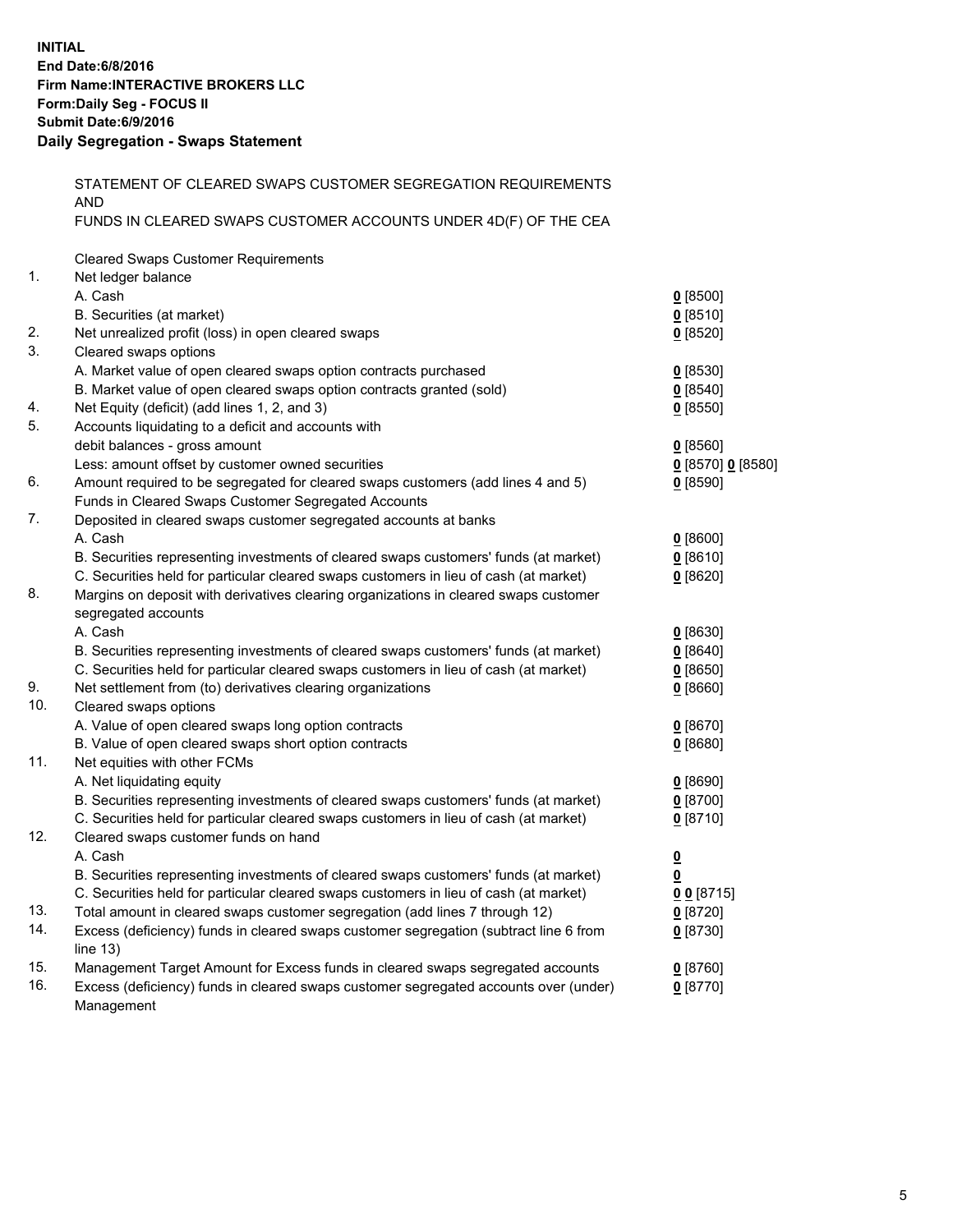**INITIAL**
**End Date:6/8/2016**
**Firm Name:INTERACTIVE BROKERS LLC**
**Form:Daily Seg - FOCUS II**
**Submit Date:6/9/2016**
**Daily Segregation - Swaps Statement**

STATEMENT OF CLEARED SWAPS CUSTOMER SEGREGATION REQUIREMENTS
AND
FUNDS IN CLEARED SWAPS CUSTOMER ACCOUNTS UNDER 4D(F) OF THE CEA

| | | |
|---|---|---|
| | Cleared Swaps Customer Requirements | |
| 1. | Net ledger balance | |
| | A. Cash | 0 [8500] |
| | B. Securities (at market) | 0 [8510] |
| 2. | Net unrealized profit (loss) in open cleared swaps | 0 [8520] |
| 3. | Cleared swaps options | |
| | A. Market value of open cleared swaps option contracts purchased | 0 [8530] |
| | B. Market value of open cleared swaps option contracts granted (sold) | 0 [8540] |
| 4. | Net Equity (deficit) (add lines 1, 2, and 3) | 0 [8550] |
| 5. | Accounts liquidating to a deficit and accounts with | |
| | debit balances - gross amount | 0 [8560] |
| | Less: amount offset by customer owned securities | 0 [8570] 0 [8580] |
| 6. | Amount required to be segregated for cleared swaps customers (add lines 4 and 5) | 0 [8590] |
| | Funds in Cleared Swaps Customer Segregated Accounts | |
| 7. | Deposited in cleared swaps customer segregated accounts at banks | |
| | A. Cash | 0 [8600] |
| | B. Securities representing investments of cleared swaps customers' funds (at market) | 0 [8610] |
| | C. Securities held for particular cleared swaps customers in lieu of cash (at market) | 0 [8620] |
| 8. | Margins on deposit with derivatives clearing organizations in cleared swaps customer segregated accounts | |
| | A. Cash | 0 [8630] |
| | B. Securities representing investments of cleared swaps customers' funds (at market) | 0 [8640] |
| | C. Securities held for particular cleared swaps customers in lieu of cash (at market) | 0 [8650] |
| 9. | Net settlement from (to) derivatives clearing organizations | 0 [8660] |
| 10. | Cleared swaps options | |
| | A. Value of open cleared swaps long option contracts | 0 [8670] |
| | B. Value of open cleared swaps short option contracts | 0 [8680] |
| 11. | Net equities with other FCMs | |
| | A. Net liquidating equity | 0 [8690] |
| | B. Securities representing investments of cleared swaps customers' funds (at market) | 0 [8700] |
| | C. Securities held for particular cleared swaps customers in lieu of cash (at market) | 0 [8710] |
| 12. | Cleared swaps customer funds on hand | |
| | A. Cash | 0 |
| | B. Securities representing investments of cleared swaps customers' funds (at market) | 0 |
| | C. Securities held for particular cleared swaps customers in lieu of cash (at market) | 0 0 [8715] |
| 13. | Total amount in cleared swaps customer segregation (add lines 7 through 12) | 0 [8720] |
| 14. | Excess (deficiency) funds in cleared swaps customer segregation (subtract line 6 from line 13) | 0 [8730] |
| 15. | Management Target Amount for Excess funds in cleared swaps segregated accounts | 0 [8760] |
| 16. | Excess (deficiency) funds in cleared swaps customer segregated accounts over (under) Management | 0 [8770] |